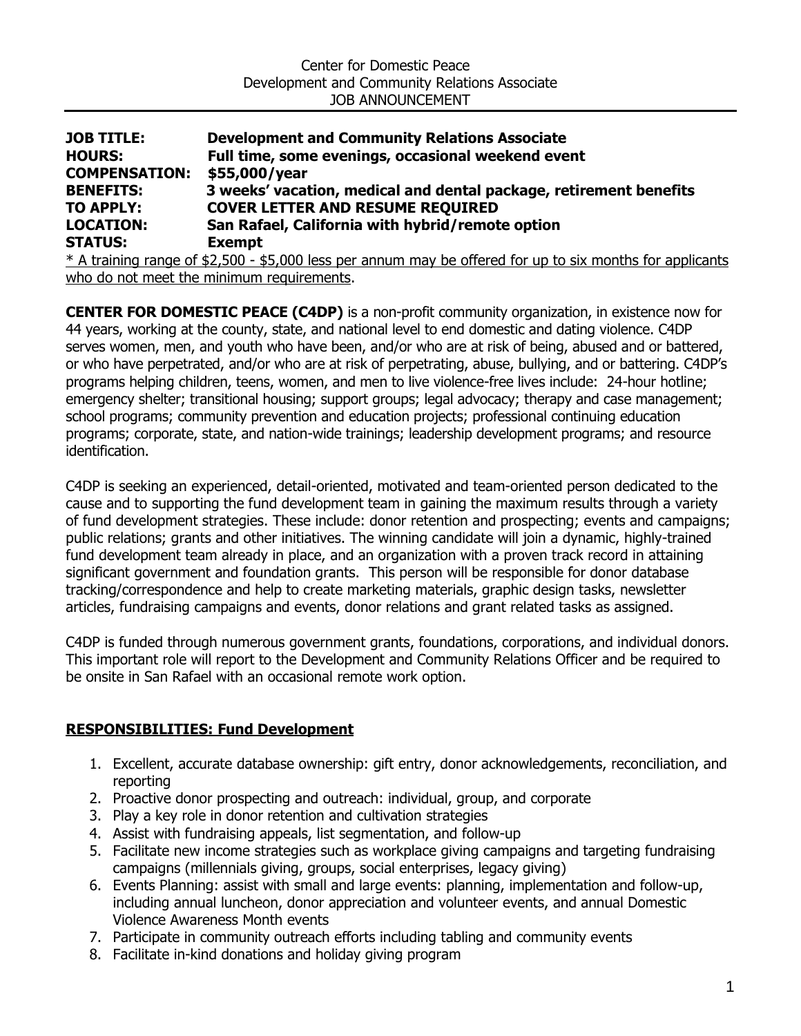Center for Domestic Peace
Development and Community Relations Associate
JOB ANNOUNCEMENT

---

**JOB TITLE:** **Development and Community Relations Associate**
**HOURS:** **Full time, some evenings, occasional weekend event**
**COMPENSATION:** **$55,000/year**
**BENEFITS:** **3 weeks' vacation, medical and dental package, retirement benefits**
**TO APPLY:** **COVER LETTER AND RESUME REQUIRED**
**LOCATION:** **San Rafael, California with hybrid/remote option**
**STATUS:** **Exempt**

<u>* A training range of $2,500 - $5,000 less per annum may be offered for up to six months for applicants who do not meet the minimum requirements</u>.

**CENTER FOR DOMESTIC PEACE (C4DP)** is a non-profit community organization, in existence now for 44 years, working at the county, state, and national level to end domestic and dating violence. C4DP serves women, men, and youth who have been, and/or who are at risk of being, abused and or battered, or who have perpetrated, and/or who are at risk of perpetrating, abuse, bullying, and or battering. C4DP's programs helping children, teens, women, and men to live violence-free lives include: 24-hour hotline; emergency shelter; transitional housing; support groups; legal advocacy; therapy and case management; school programs; community prevention and education projects; professional continuing education programs; corporate, state, and nation-wide trainings; leadership development programs; and resource identification.

C4DP is seeking an experienced, detail-oriented, motivated and team-oriented person dedicated to the cause and to supporting the fund development team in gaining the maximum results through a variety of fund development strategies. These include: donor retention and prospecting; events and campaigns; public relations; grants and other initiatives. The winning candidate will join a dynamic, highly-trained fund development team already in place, and an organization with a proven track record in attaining significant government and foundation grants. This person will be responsible for donor database tracking/correspondence and help to create marketing materials, graphic design tasks, newsletter articles, fundraising campaigns and events, donor relations and grant related tasks as assigned.

C4DP is funded through numerous government grants, foundations, corporations, and individual donors. This important role will report to the Development and Community Relations Officer and be required to be onsite in San Rafael with an occasional remote work option.

## <u>RESPONSIBILITIES: Fund Development</u>

1. Excellent, accurate database ownership: gift entry, donor acknowledgements, reconciliation, and reporting
2. Proactive donor prospecting and outreach: individual, group, and corporate
3. Play a key role in donor retention and cultivation strategies
4. Assist with fundraising appeals, list segmentation, and follow-up
5. Facilitate new income strategies such as workplace giving campaigns and targeting fundraising campaigns (millennials giving, groups, social enterprises, legacy giving)
6. Events Planning: assist with small and large events: planning, implementation and follow-up, including annual luncheon, donor appreciation and volunteer events, and annual Domestic Violence Awareness Month events
7. Participate in community outreach efforts including tabling and community events
8. Facilitate in-kind donations and holiday giving program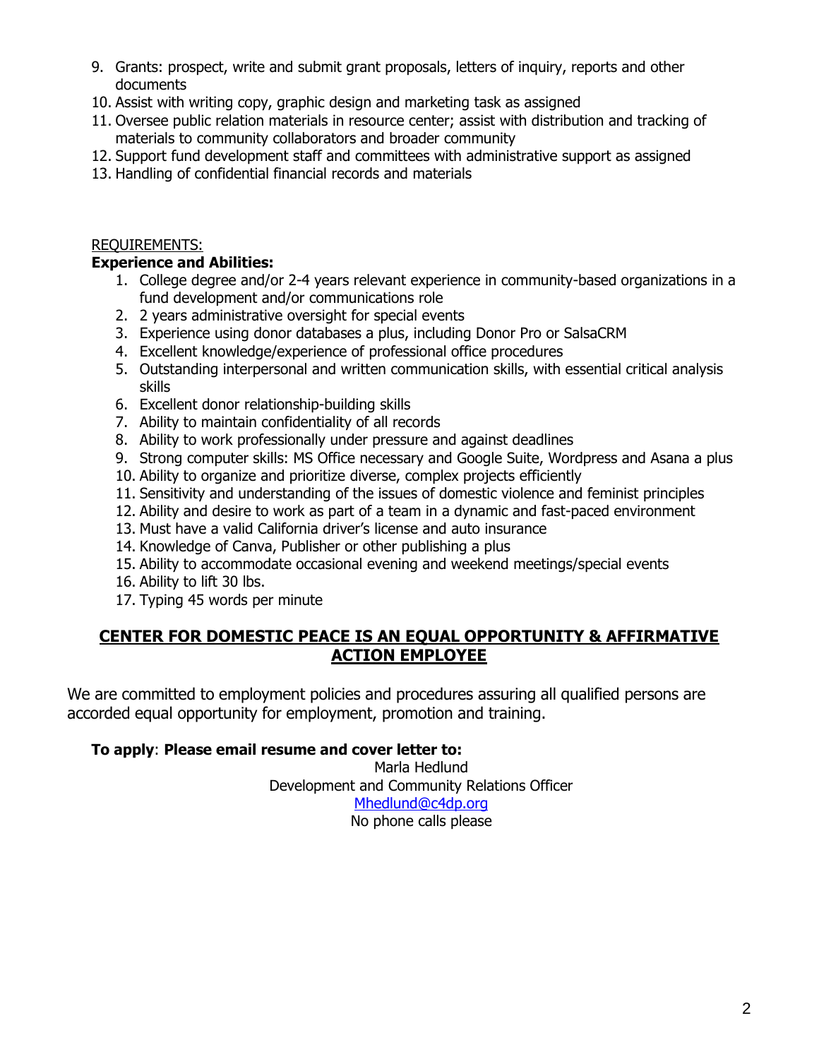9. Grants: prospect, write and submit grant proposals, letters of inquiry, reports and other documents
10. Assist with writing copy, graphic design and marketing task as assigned
11. Oversee public relation materials in resource center; assist with distribution and tracking of materials to community collaborators and broader community
12. Support fund development staff and committees with administrative support as assigned
13. Handling of confidential financial records and materials

REQUIREMENTS:

**Experience and Abilities:**

1. College degree and/or 2-4 years relevant experience in community-based organizations in a fund development and/or communications role
2. 2 years administrative oversight for special events
3. Experience using donor databases a plus, including Donor Pro or SalsaCRM
4. Excellent knowledge/experience of professional office procedures
5. Outstanding interpersonal and written communication skills, with essential critical analysis skills
6. Excellent donor relationship-building skills
7. Ability to maintain confidentiality of all records
8. Ability to work professionally under pressure and against deadlines
9. Strong computer skills: MS Office necessary and Google Suite, Wordpress and Asana a plus
10. Ability to organize and prioritize diverse, complex projects efficiently
11. Sensitivity and understanding of the issues of domestic violence and feminist principles
12. Ability and desire to work as part of a team in a dynamic and fast-paced environment
13. Must have a valid California driver's license and auto insurance
14. Knowledge of Canva, Publisher or other publishing a plus
15. Ability to accommodate occasional evening and weekend meetings/special events
16. Ability to lift 30 lbs.
17. Typing 45 words per minute

## CENTER FOR DOMESTIC PEACE IS AN EQUAL OPPORTUNITY & AFFIRMATIVE ACTION EMPLOYEE

We are committed to employment policies and procedures assuring all qualified persons are accorded equal opportunity for employment, promotion and training.

**To apply**: **Please email resume and cover letter to:**

Marla Hedlund
Development and Community Relations Officer
Mhedlund@c4dp.org
No phone calls please